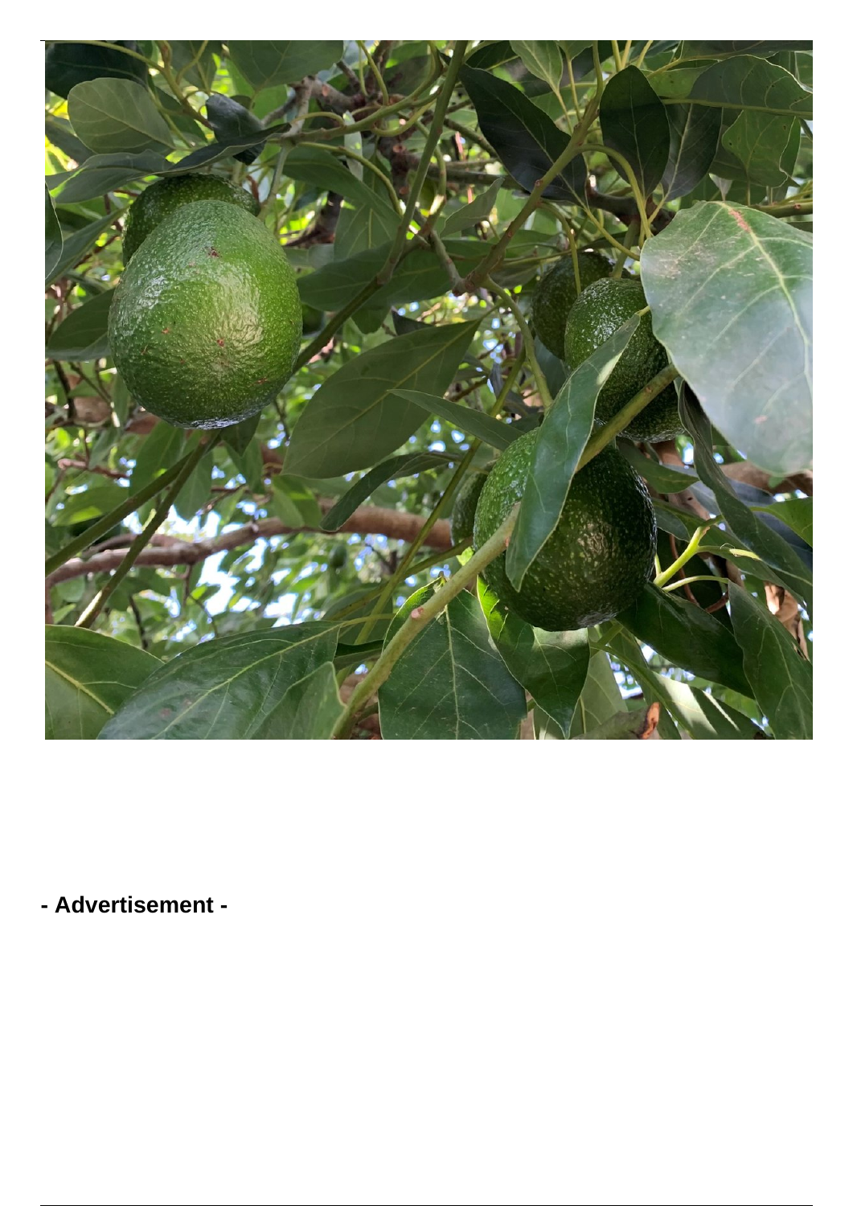- Advertisement -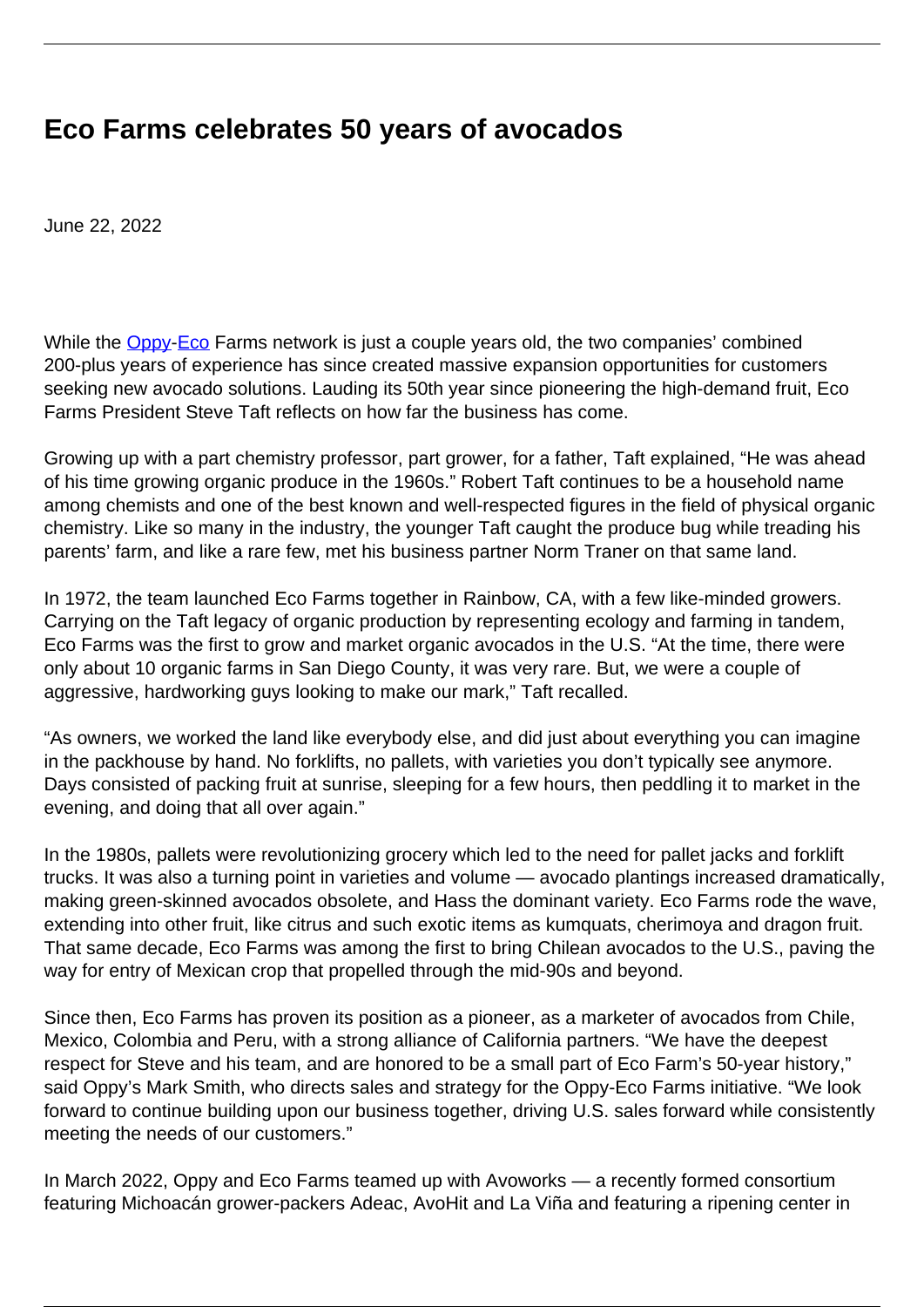# Eco Farms celebrates 50 years of avocados

June 22, 2022

While the Oppy-Eco Farms network is just a couple years old, the two companies' combined 200-plus years of experience has since created massive expansion opportunities for customers seeking new avocado solutions. Lauding its 50th year since pioneering the high-demand fruit, Eco Farms President Steve Taft reflects on how far the business has come.

Growing up with a part chemistry professor, part grower, for a father, Taft explained, "He was ahead of his time growing organic produce in the 1960s." Robert Taft continues to be a household name among chemists and one of the best known and well-respected figures in the field of physical organic chemistry. Like so many in the industry, the younger Taft caught the produce bug while treading his parents' farm, and like a rare few, met his business partner Norm Traner on that same land.

In 1972, the team launched Eco Farms together in Rainbow, CA, with a few like-minded growers. Carrying on the Taft legacy of organic production by representing ecology and farming in tandem, Eco Farms was the first to grow and market organic avocados in the U.S. "At the time, there were only about 10 organic farms in San Diego County, it was very rare. But, we were a couple of aggressive, hardworking guys looking to make our mark," Taft recalled.

"As owners, we worked the land like everybody else, and did just about everything you can imagine in the packhouse by hand. No forklifts, no pallets, with varieties you don't typically see anymore. Days consisted of packing fruit at sunrise, sleeping for a few hours, then peddling it to market in the evening, and doing that all over again."

In the 1980s, pallets were revolutionizing grocery which led to the need for pallet jacks and forklift trucks. It was also a turning point in varieties and volume — avocado plantings increased dramatically, making green-skinned avocados obsolete, and Hass the dominant variety. Eco Farms rode the wave, extending into other fruit, like citrus and such exotic items as kumquats, cherimoya and dragon fruit. That same decade, Eco Farms was among the first to bring Chilean avocados to the U.S., paving the way for entry of Mexican crop that propelled through the mid-90s and beyond.

Since then, Eco Farms has proven its position as a pioneer, as a marketer of avocados from Chile, Mexico, Colombia and Peru, with a strong alliance of California partners. "We have the deepest respect for Steve and his team, and are honored to be a small part of Eco Farm's 50-year history," said Oppy's Mark Smith, who directs sales and strategy for the Oppy-Eco Farms initiative. "We look forward to continue building upon our business together, driving U.S. sales forward while consistently meeting the needs of our customers."

In March 2022, Oppy and Eco Farms teamed up with Avoworks — a recently formed consortium featuring Michoacán grower-packers Adeac, AvoHit and La Viña and featuring a ripening center in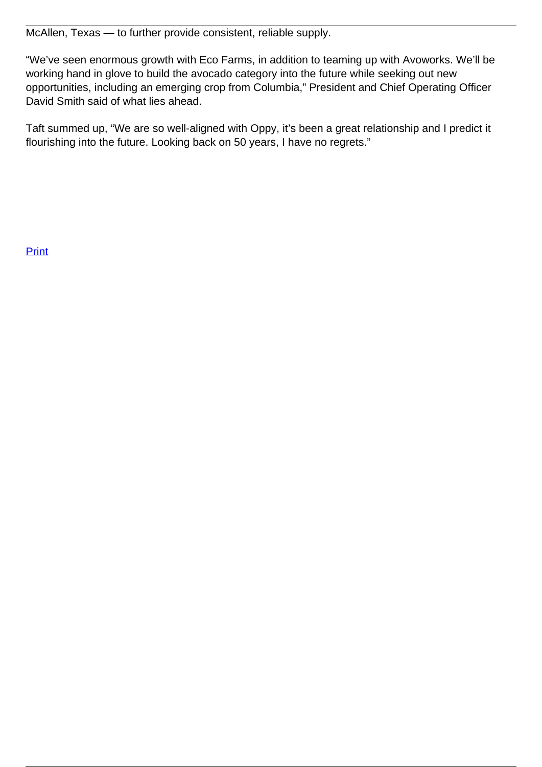McAllen, Texas — to further provide consistent, reliable supply.

"We've seen enormous growth with Eco Farms, in addition to teaming up with Avoworks. We'll be working hand in glove to build the avocado category into the future while seeking out new opportunities, including an emerging crop from Columbia," President and Chief Operating Officer David Smith said of what lies ahead.

Taft summed up, "We are so well-aligned with Oppy, it's been a great relationship and I predict it flourishing into the future. Looking back on 50 years, I have no regrets."

Print